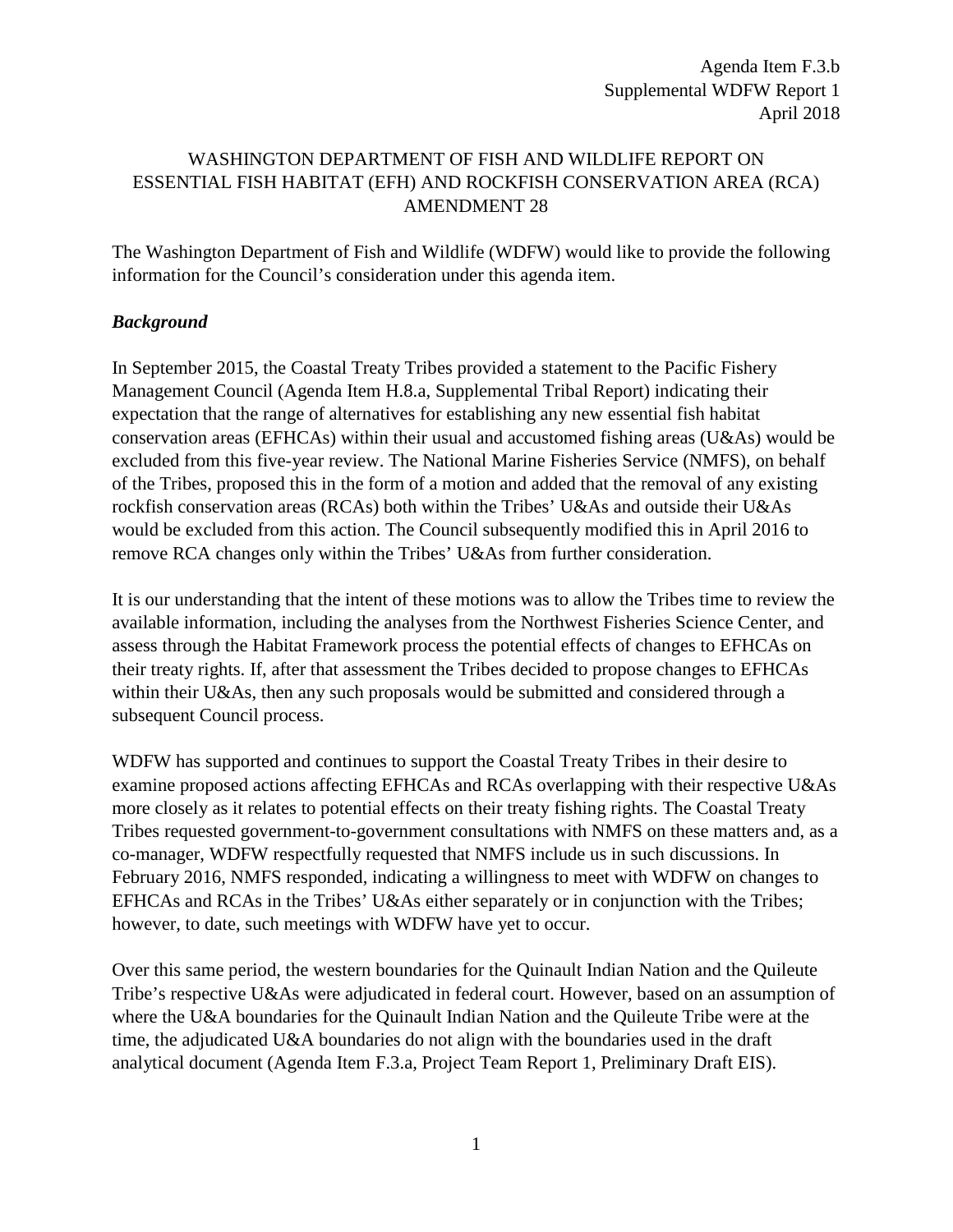Agenda Item F.3.b
Supplemental WDFW Report 1
April 2018

# WASHINGTON DEPARTMENT OF FISH AND WILDLIFE REPORT ON ESSENTIAL FISH HABITAT (EFH) AND ROCKFISH CONSERVATION AREA (RCA) AMENDMENT 28

The Washington Department of Fish and Wildlife (WDFW) would like to provide the following information for the Council's consideration under this agenda item.

## ***Background***

In September 2015, the Coastal Treaty Tribes provided a statement to the Pacific Fishery Management Council (Agenda Item H.8.a, Supplemental Tribal Report) indicating their expectation that the range of alternatives for establishing any new essential fish habitat conservation areas (EFHCAs) within their usual and accustomed fishing areas (U&As) would be excluded from this five-year review. The National Marine Fisheries Service (NMFS), on behalf of the Tribes, proposed this in the form of a motion and added that the removal of any existing rockfish conservation areas (RCAs) both within the Tribes' U&As and outside their U&As would be excluded from this action. The Council subsequently modified this in April 2016 to remove RCA changes only within the Tribes' U&As from further consideration.

It is our understanding that the intent of these motions was to allow the Tribes time to review the available information, including the analyses from the Northwest Fisheries Science Center, and assess through the Habitat Framework process the potential effects of changes to EFHCAs on their treaty rights. If, after that assessment the Tribes decided to propose changes to EFHCAs within their U&As, then any such proposals would be submitted and considered through a subsequent Council process.

WDFW has supported and continues to support the Coastal Treaty Tribes in their desire to examine proposed actions affecting EFHCAs and RCAs overlapping with their respective U&As more closely as it relates to potential effects on their treaty fishing rights. The Coastal Treaty Tribes requested government-to-government consultations with NMFS on these matters and, as a co-manager, WDFW respectfully requested that NMFS include us in such discussions. In February 2016, NMFS responded, indicating a willingness to meet with WDFW on changes to EFHCAs and RCAs in the Tribes' U&As either separately or in conjunction with the Tribes; however, to date, such meetings with WDFW have yet to occur.

Over this same period, the western boundaries for the Quinault Indian Nation and the Quileute Tribe's respective U&As were adjudicated in federal court. However, based on an assumption of where the U&A boundaries for the Quinault Indian Nation and the Quileute Tribe were at the time, the adjudicated U&A boundaries do not align with the boundaries used in the draft analytical document (Agenda Item F.3.a, Project Team Report 1, Preliminary Draft EIS).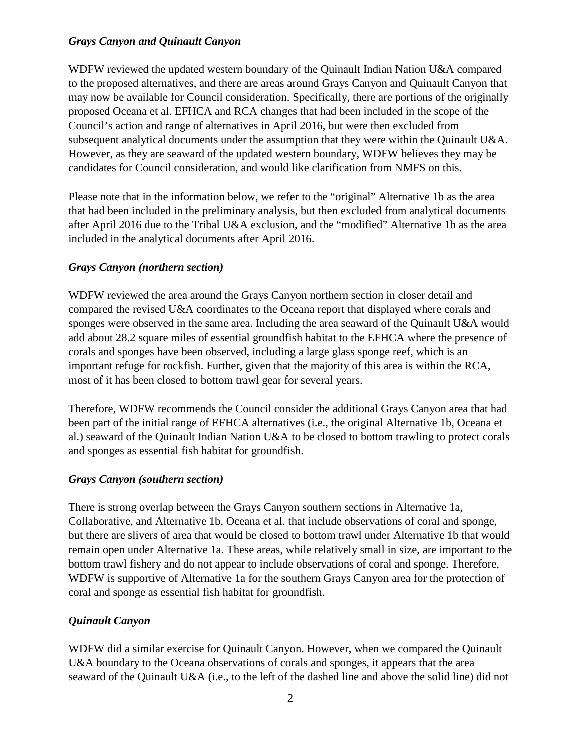### *Grays Canyon and Quinault Canyon*

WDFW reviewed the updated western boundary of the Quinault Indian Nation U&A compared to the proposed alternatives, and there are areas around Grays Canyon and Quinault Canyon that may now be available for Council consideration. Specifically, there are portions of the originally proposed Oceana et al. EFHCA and RCA changes that had been included in the scope of the Council's action and range of alternatives in April 2016, but were then excluded from subsequent analytical documents under the assumption that they were within the Quinault U&A. However, as they are seaward of the updated western boundary, WDFW believes they may be candidates for Council consideration, and would like clarification from NMFS on this.

Please note that in the information below, we refer to the "original" Alternative 1b as the area that had been included in the preliminary analysis, but then excluded from analytical documents after April 2016 due to the Tribal U&A exclusion, and the "modified" Alternative 1b as the area included in the analytical documents after April 2016.

### *Grays Canyon (northern section)*

WDFW reviewed the area around the Grays Canyon northern section in closer detail and compared the revised U&A coordinates to the Oceana report that displayed where corals and sponges were observed in the same area. Including the area seaward of the Quinault U&A would add about 28.2 square miles of essential groundfish habitat to the EFHCA where the presence of corals and sponges have been observed, including a large glass sponge reef, which is an important refuge for rockfish. Further, given that the majority of this area is within the RCA, most of it has been closed to bottom trawl gear for several years.

Therefore, WDFW recommends the Council consider the additional Grays Canyon area that had been part of the initial range of EFHCA alternatives (i.e., the original Alternative 1b, Oceana et al.) seaward of the Quinault Indian Nation U&A to be closed to bottom trawling to protect corals and sponges as essential fish habitat for groundfish.

### *Grays Canyon (southern section)*

There is strong overlap between the Grays Canyon southern sections in Alternative 1a, Collaborative, and Alternative 1b, Oceana et al. that include observations of coral and sponge, but there are slivers of area that would be closed to bottom trawl under Alternative 1b that would remain open under Alternative 1a. These areas, while relatively small in size, are important to the bottom trawl fishery and do not appear to include observations of coral and sponge. Therefore, WDFW is supportive of Alternative 1a for the southern Grays Canyon area for the protection of coral and sponge as essential fish habitat for groundfish.

### *Quinault Canyon*

WDFW did a similar exercise for Quinault Canyon. However, when we compared the Quinault U&A boundary to the Oceana observations of corals and sponges, it appears that the area seaward of the Quinault U&A (i.e., to the left of the dashed line and above the solid line) did not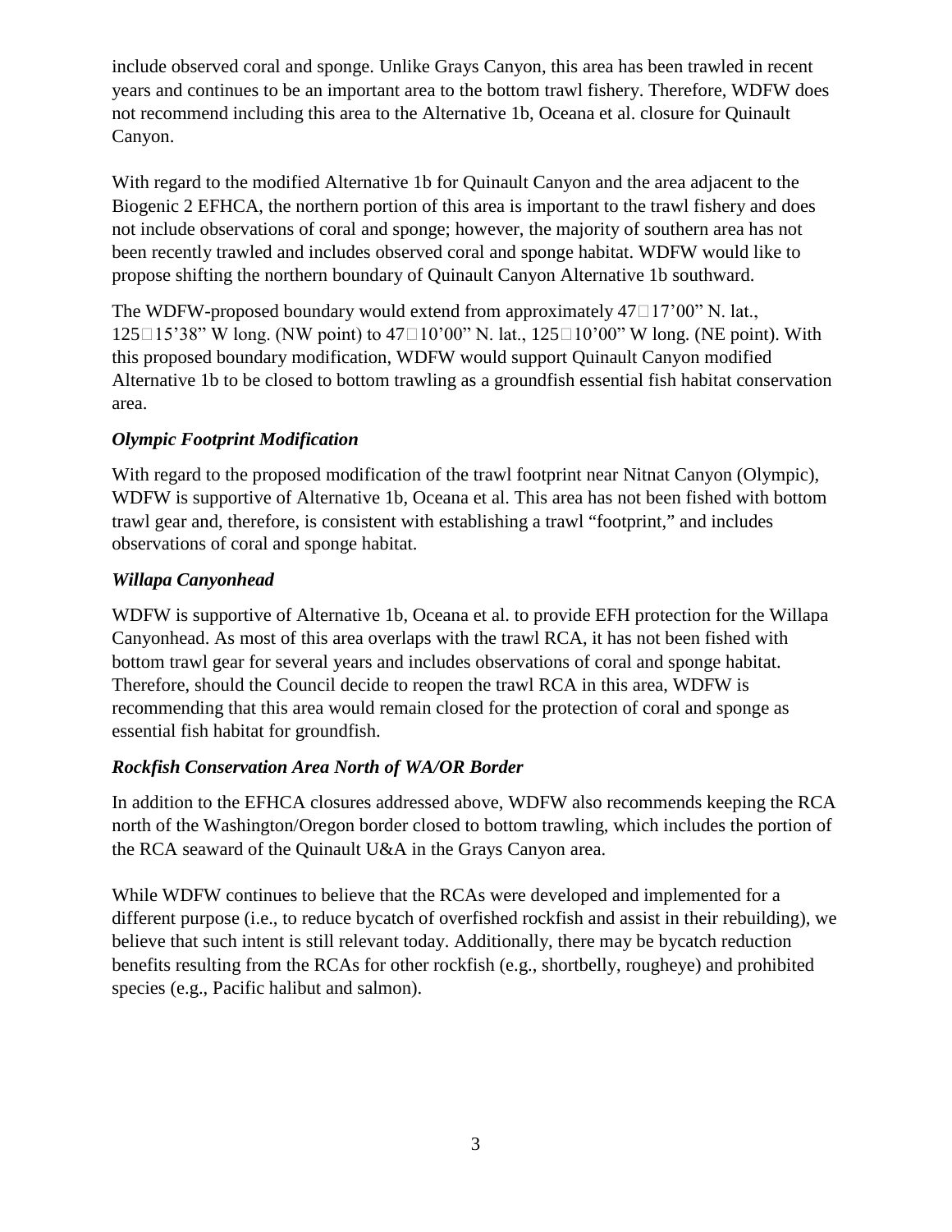include observed coral and sponge. Unlike Grays Canyon, this area has been trawled in recent years and continues to be an important area to the bottom trawl fishery. Therefore, WDFW does not recommend including this area to the Alternative 1b, Oceana et al. closure for Quinault Canyon.

With regard to the modified Alternative 1b for Quinault Canyon and the area adjacent to the Biogenic 2 EFHCA, the northern portion of this area is important to the trawl fishery and does not include observations of coral and sponge; however, the majority of southern area has not been recently trawled and includes observed coral and sponge habitat. WDFW would like to propose shifting the northern boundary of Quinault Canyon Alternative 1b southward.

The WDFW-proposed boundary would extend from approximately 47°17'00" N. lat., 125°15'38" W long. (NW point) to 47°10'00" N. lat., 125°10'00" W long. (NE point). With this proposed boundary modification, WDFW would support Quinault Canyon modified Alternative 1b to be closed to bottom trawling as a groundfish essential fish habitat conservation area.

### *Olympic Footprint Modification*

With regard to the proposed modification of the trawl footprint near Nitnat Canyon (Olympic), WDFW is supportive of Alternative 1b, Oceana et al. This area has not been fished with bottom trawl gear and, therefore, is consistent with establishing a trawl "footprint," and includes observations of coral and sponge habitat.

### *Willapa Canyonhead*

WDFW is supportive of Alternative 1b, Oceana et al. to provide EFH protection for the Willapa Canyonhead. As most of this area overlaps with the trawl RCA, it has not been fished with bottom trawl gear for several years and includes observations of coral and sponge habitat. Therefore, should the Council decide to reopen the trawl RCA in this area, WDFW is recommending that this area would remain closed for the protection of coral and sponge as essential fish habitat for groundfish.

### *Rockfish Conservation Area North of WA/OR Border*

In addition to the EFHCA closures addressed above, WDFW also recommends keeping the RCA north of the Washington/Oregon border closed to bottom trawling, which includes the portion of the RCA seaward of the Quinault U&A in the Grays Canyon area.

While WDFW continues to believe that the RCAs were developed and implemented for a different purpose (i.e., to reduce bycatch of overfished rockfish and assist in their rebuilding), we believe that such intent is still relevant today. Additionally, there may be bycatch reduction benefits resulting from the RCAs for other rockfish (e.g., shortbelly, rougheye) and prohibited species (e.g., Pacific halibut and salmon).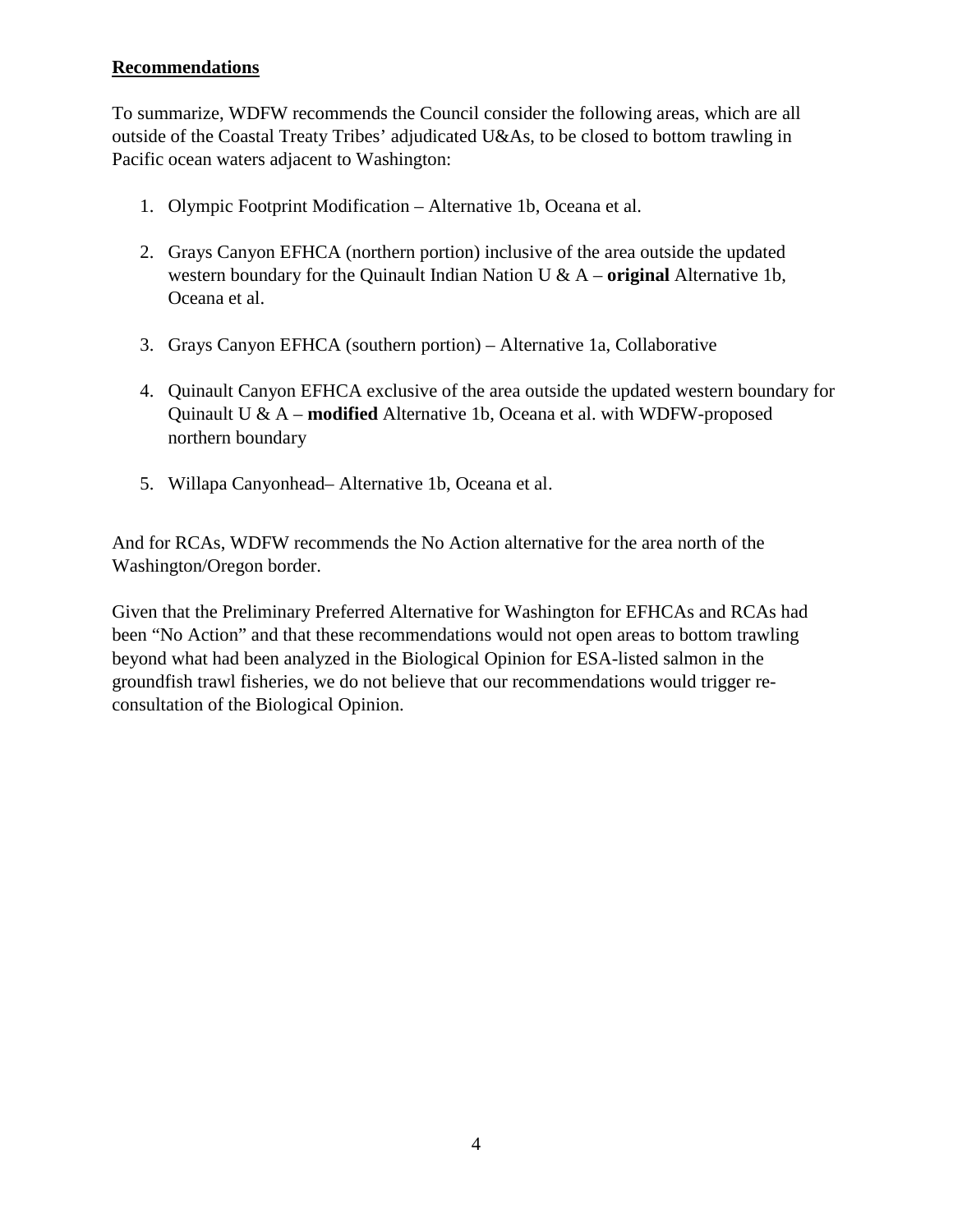**Recommendations**

To summarize, WDFW recommends the Council consider the following areas, which are all outside of the Coastal Treaty Tribes' adjudicated U&As, to be closed to bottom trawling in Pacific ocean waters adjacent to Washington:

1. Olympic Footprint Modification – Alternative 1b, Oceana et al.

2. Grays Canyon EFHCA (northern portion) inclusive of the area outside the updated western boundary for the Quinault Indian Nation U & A – **original** Alternative 1b, Oceana et al.

3. Grays Canyon EFHCA (southern portion) – Alternative 1a, Collaborative

4. Quinault Canyon EFHCA exclusive of the area outside the updated western boundary for Quinault U & A – **modified** Alternative 1b, Oceana et al. with WDFW-proposed northern boundary

5. Willapa Canyonhead– Alternative 1b, Oceana et al.

And for RCAs, WDFW recommends the No Action alternative for the area north of the Washington/Oregon border.

Given that the Preliminary Preferred Alternative for Washington for EFHCAs and RCAs had been "No Action" and that these recommendations would not open areas to bottom trawling beyond what had been analyzed in the Biological Opinion for ESA-listed salmon in the groundfish trawl fisheries, we do not believe that our recommendations would trigger re-consultation of the Biological Opinion.